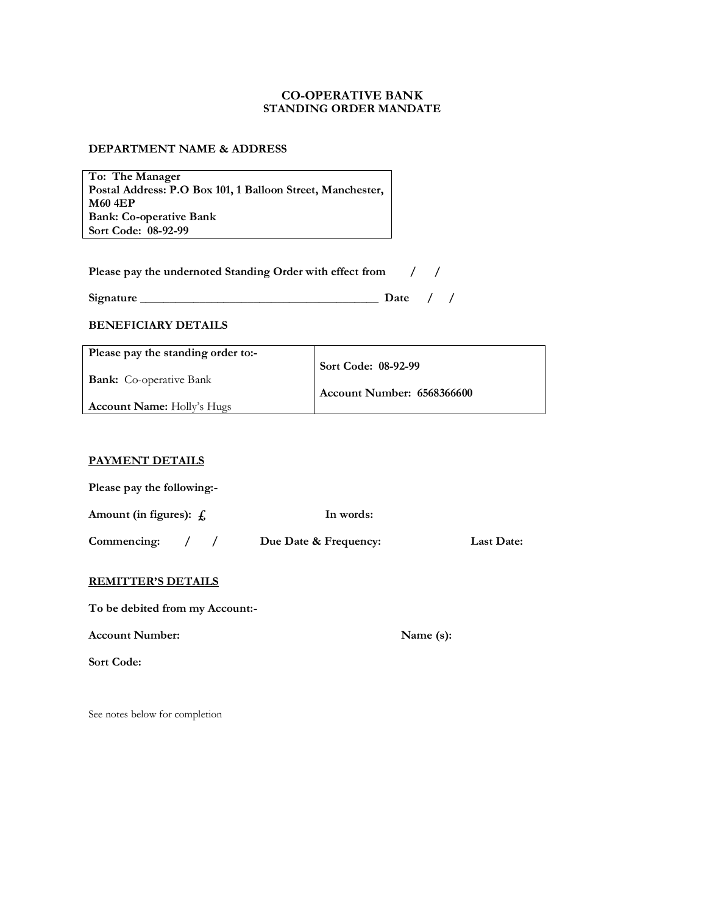# CO-OPERATIVE BANK
## STANDING ORDER MANDATE

**DEPARTMENT NAME & ADDRESS**

| **To: The Manager** |
|---|
| **Postal Address: P.O Box 101, 1 Balloon Street, Manchester, M60 4EP** |
| **Bank: Co-operative Bank** |
| **Sort Code: 08-92-99** |

**Please pay the undernoted Standing Order with effect from / /**

**Signature** _________________________________________ **Date / /**

**BENEFICIARY DETAILS**

| **Please pay the standing order to:-** | |
|---|---|
| **Bank:** Co-operative Bank | **Sort Code: 08-92-99** |
| **Account Name:** Holly's Hugs | **Account Number: 6568366600** |

**PAYMENT DETAILS**

**Please pay the following:-**

**Amount (in figures): £** **In words:**

**Commencing: / /** **Due Date & Frequency:** **Last Date:**

**REMITTER'S DETAILS**

**To be debited from my Account:-**

**Account Number:** **Name (s):**

**Sort Code:**

See notes below for completion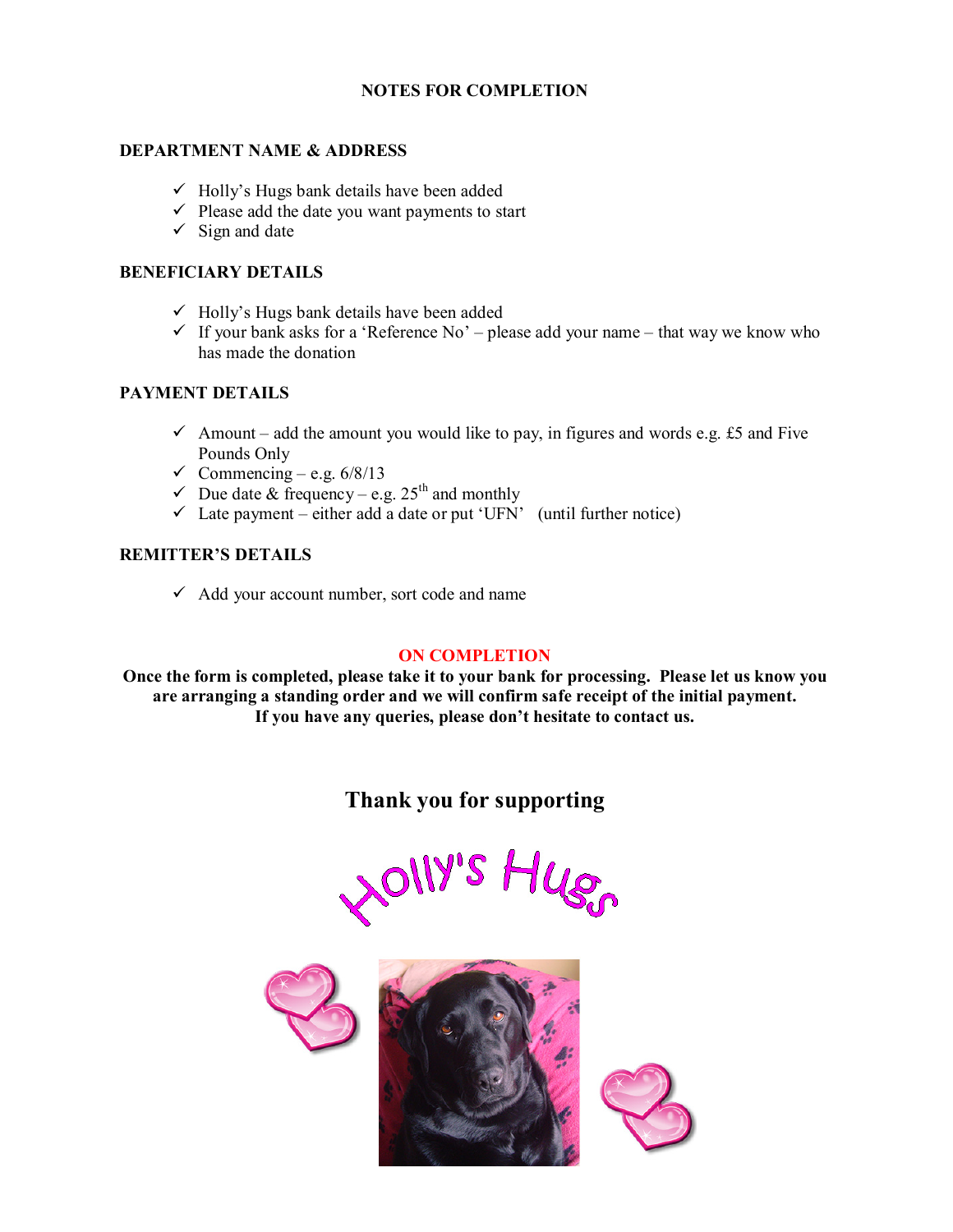# NOTES FOR COMPLETION

## DEPARTMENT NAME & ADDRESS

- ✓ Holly's Hugs bank details have been added
- ✓ Please add the date you want payments to start
- ✓ Sign and date

## BENEFICIARY DETAILS

- ✓ Holly's Hugs bank details have been added
- ✓ If your bank asks for a 'Reference No' – please add your name – that way we know who has made the donation

## PAYMENT DETAILS

- ✓ Amount – add the amount you would like to pay, in figures and words e.g. £5 and Five Pounds Only
- ✓ Commencing – e.g. 6/8/13
- ✓ Due date & frequency – e.g. 25th and monthly
- ✓ Late payment – either add a date or put 'UFN' (until further notice)

## REMITTER'S DETAILS

- ✓ Add your account number, sort code and name

**ON COMPLETION**

**Once the form is completed, please take it to your bank for processing. Please let us know you are arranging a standing order and we will confirm safe receipt of the initial payment. If you have any queries, please don't hesitate to contact us.**

## Thank you for supporting

Holly's Hugs